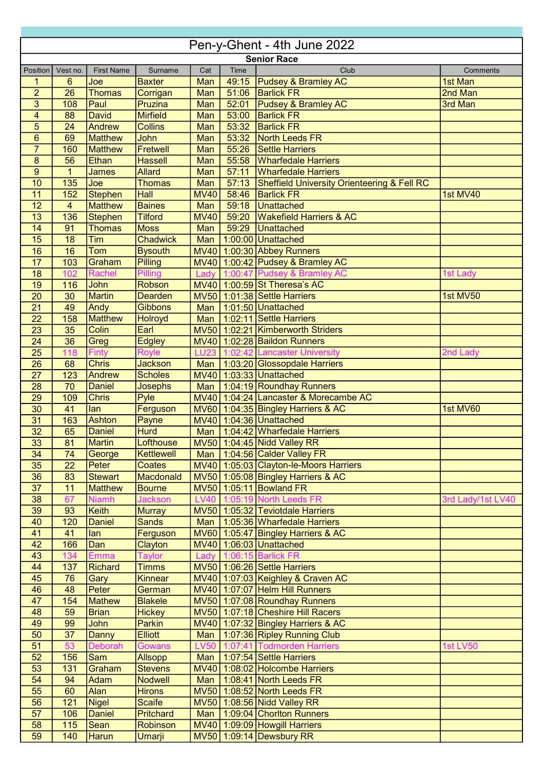# Pen-y-Ghent - 4th June 2022

## Senior Race

| Position | Vest no. | First Name | Surname | Cat | Time | Club | Comments |
|---|---|---|---|---|---|---|---|
| 1 | 6 | Joe | Baxter | Man | 49:15 | Pudsey & Bramley AC | 1st Man |
| 2 | 26 | Thomas | Corrigan | Man | 51:06 | Barlick FR | 2nd Man |
| 3 | 108 | Paul | Pruzina | Man | 52:01 | Pudsey & Bramley AC | 3rd Man |
| 4 | 88 | David | Mirfield | Man | 53:00 | Barlick FR | |
| 5 | 24 | Andrew | Collins | Man | 53:32 | Barlick FR | |
| 6 | 69 | Matthew | John | Man | 53:32 | North Leeds FR | |
| 7 | 160 | Matthew | Fretwell | Man | 55:26 | Settle Harriers | |
| 8 | 56 | Ethan | Hassell | Man | 55:58 | Wharfedale Harriers | |
| 9 | 1 | James | Allard | Man | 57:11 | Wharfedale Harriers | |
| 10 | 135 | Joe | Thomas | Man | 57:13 | Sheffield University Orienteering & Fell RC | |
| 11 | 152 | Stephen | Hall | MV40 | 58:46 | Barlick FR | 1st MV40 |
| 12 | 4 | Matthew | Baines | Man | 59:18 | Unattached | |
| 13 | 136 | Stephen | Tilford | MV40 | 59:20 | Wakefield Harriers & AC | |
| 14 | 91 | Thomas | Moss | Man | 59:29 | Unattached | |
| 15 | 18 | Tim | Chadwick | Man | 1:00:00 | Unattached | |
| 16 | 16 | Tom | Bysouth | MV40 | 1:00:30 | Abbey Runners | |
| 17 | 103 | Graham | Pilling | MV40 | 1:00:42 | Pudsey & Bramley AC | |
| 18 | 102 | Rachel | Pilling | Lady | 1:00:47 | Pudsey & Bramley AC | 1st Lady |
| 19 | 116 | John | Robson | MV40 | 1:00:59 | St Theresa's AC | |
| 20 | 30 | Martin | Dearden | MV50 | 1:01:38 | Settle Harriers | 1st MV50 |
| 21 | 49 | Andy | Gibbons | Man | 1:01:50 | Unattached | |
| 22 | 158 | Matthew | Holroyd | Man | 1:02:11 | Settle Harriers | |
| 23 | 35 | Colin | Earl | MV50 | 1:02:21 | Kimberworth Striders | |
| 24 | 36 | Greg | Edgley | MV40 | 1:02:28 | Baildon Runners | |
| 25 | 118 | Finty | Royle | LU23 | 1:02:42 | Lancaster University | 2nd Lady |
| 26 | 68 | Chris | Jackson | Man | 1:03:20 | Glossopdale Harriers | |
| 27 | 123 | Andrew | Scholes | MV40 | 1:03:33 | Unattached | |
| 28 | 70 | Daniel | Josephs | Man | 1:04:19 | Roundhay Runners | |
| 29 | 109 | Chris | Pyle | MV40 | 1:04:24 | Lancaster & Morecambe AC | |
| 30 | 41 | Ian | Ferguson | MV60 | 1:04:35 | Bingley Harriers & AC | 1st MV60 |
| 31 | 163 | Ashton | Payne | MV40 | 1:04:36 | Unattached | |
| 32 | 65 | Daniel | Hurd | Man | 1:04:42 | Wharfedale Harriers | |
| 33 | 81 | Martin | Lofthouse | MV50 | 1:04:45 | Nidd Valley RR | |
| 34 | 74 | George | Kettlewell | Man | 1:04:56 | Calder Valley FR | |
| 35 | 22 | Peter | Coates | MV40 | 1:05:03 | Clayton-le-Moors Harriers | |
| 36 | 83 | Stewart | Macdonald | MV50 | 1:05:08 | Bingley Harriers & AC | |
| 37 | 11 | Matthew | Bourne | MV50 | 1:05:11 | Bowland FR | |
| 38 | 67 | Niamh | Jackson | LV40 | 1:05:19 | North Leeds FR | 3rd Lady/1st LV40 |
| 39 | 93 | Keith | Murray | MV50 | 1:05:32 | Teviotdale Harriers | |
| 40 | 120 | Daniel | Sands | Man | 1:05:36 | Wharfedale Harriers | |
| 41 | 41 | Ian | Ferguson | MV60 | 1:05:47 | Bingley Harriers & AC | |
| 42 | 166 | Dan | Clayton | MV40 | 1:06:03 | Unattached | |
| 43 | 134 | Emma | Taylor | Lady | 1:06:15 | Barlick FR | |
| 44 | 137 | Richard | Timms | MV50 | 1:06:26 | Settle Harriers | |
| 45 | 76 | Gary | Kinnear | MV40 | 1:07:03 | Keighley & Craven AC | |
| 46 | 48 | Peter | German | MV40 | 1:07:07 | Helm Hill Runners | |
| 47 | 154 | Mathew | Blakele | MV50 | 1:07:08 | Roundhay Runners | |
| 48 | 59 | Brian | Hickey | MV50 | 1:07:18 | Cheshire Hill Racers | |
| 49 | 99 | John | Parkin | MV40 | 1:07:32 | Bingley Harriers & AC | |
| 50 | 37 | Danny | Elliott | Man | 1:07:36 | Ripley Running Club | |
| 51 | 53 | Deborah | Gowans | LV50 | 1:07:41 | Todmorden Harriers | 1st LV50 |
| 52 | 156 | Sam | Allsopp | Man | 1:07:54 | Settle Harriers | |
| 53 | 131 | Graham | Stevens | MV40 | 1:08:02 | Holcombe Harriers | |
| 54 | 94 | Adam | Nodwell | Man | 1:08:41 | North Leeds FR | |
| 55 | 60 | Alan | Hirons | MV50 | 1:08:52 | North Leeds FR | |
| 56 | 121 | Nigel | Scaife | MV50 | 1:08:56 | Nidd Valley RR | |
| 57 | 106 | Daniel | Pritchard | Man | 1:09:04 | Chorlton Runners | |
| 58 | 115 | Sean | Robinson | MV40 | 1:09:09 | Howgill Harriers | |
| 59 | 140 | Harun | Umarji | MV50 | 1:09:14 | Dewsbury RR | |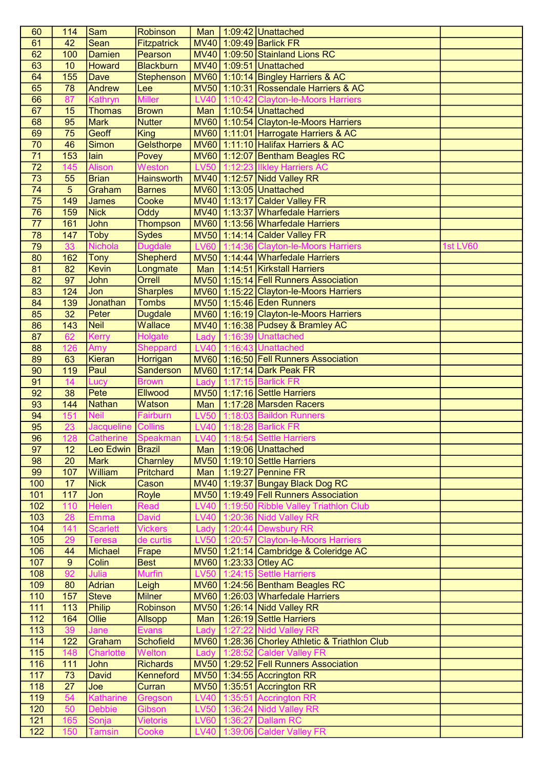| | | | | | | | |
|---|---|---|---|---|---|---|---|
| 60 | 114 | Sam | Robinson | Man | 1:09:42 | Unattached | |
| 61 | 42 | Sean | Fitzpatrick | MV40 | 1:09:49 | Barlick FR | |
| 62 | 100 | Damien | Pearson | MV40 | 1:09:50 | Stainland Lions RC | |
| 63 | 10 | Howard | Blackburn | MV40 | 1:09:51 | Unattached | |
| 64 | 155 | Dave | Stephenson | MV60 | 1:10:14 | Bingley Harriers & AC | |
| 65 | 78 | Andrew | Lee | MV50 | 1:10:31 | Rossendale Harriers & AC | |
| 66 | 87 | Kathryn | Miller | LV40 | 1:10:42 | Clayton-le-Moors Harriers | |
| 67 | 15 | Thomas | Brown | Man | 1:10:54 | Unattached | |
| 68 | 95 | Mark | Nutter | MV60 | 1:10:54 | Clayton-le-Moors Harriers | |
| 69 | 75 | Geoff | King | MV60 | 1:11:01 | Harrogate Harriers & AC | |
| 70 | 46 | Simon | Gelsthorpe | MV60 | 1:11:10 | Halifax Harriers & AC | |
| 71 | 153 | Iain | Povey | MV60 | 1:12:07 | Bentham Beagles RC | |
| 72 | 145 | Alison | Weston | LV50 | 1:12:23 | Ilkley Harriers AC | |
| 73 | 55 | Brian | Hainsworth | MV40 | 1:12:57 | Nidd Valley RR | |
| 74 | 5 | Graham | Barnes | MV60 | 1:13:05 | Unattached | |
| 75 | 149 | James | Cooke | MV40 | 1:13:17 | Calder Valley FR | |
| 76 | 159 | Nick | Oddy | MV40 | 1:13:37 | Wharfedale Harriers | |
| 77 | 161 | John | Thompson | MV60 | 1:13:56 | Wharfedale Harriers | |
| 78 | 147 | Toby | Sydes | MV50 | 1:14:14 | Calder Valley FR | |
| 79 | 33 | Nichola | Dugdale | LV60 | 1:14:36 | Clayton-le-Moors Harriers | 1st LV60 |
| 80 | 162 | Tony | Shepherd | MV50 | 1:14:44 | Wharfedale Harriers | |
| 81 | 82 | Kevin | Longmate | Man | 1:14:51 | Kirkstall Harriers | |
| 82 | 97 | John | Orrell | MV50 | 1:15:14 | Fell Runners Association | |
| 83 | 124 | Jon | Sharples | MV60 | 1:15:22 | Clayton-le-Moors Harriers | |
| 84 | 139 | Jonathan | Tombs | MV50 | 1:15:46 | Eden Runners | |
| 85 | 32 | Peter | Dugdale | MV60 | 1:16:19 | Clayton-le-Moors Harriers | |
| 86 | 143 | Neil | Wallace | MV40 | 1:16:38 | Pudsey & Bramley AC | |
| 87 | 62 | Kerry | Holgate | Lady | 1:16:39 | Unattached | |
| 88 | 126 | Amy | Sheppard | LV40 | 1:16:43 | Unattached | |
| 89 | 63 | Kieran | Horrigan | MV60 | 1:16:50 | Fell Runners Association | |
| 90 | 119 | Paul | Sanderson | MV60 | 1:17:14 | Dark Peak FR | |
| 91 | 14 | Lucy | Brown | Lady | 1:17:15 | Barlick FR | |
| 92 | 38 | Pete | Ellwood | MV50 | 1:17:16 | Settle Harriers | |
| 93 | 144 | Nathan | Watson | Man | 1:17:28 | Marsden Racers | |
| 94 | 151 | Neil | Fairburn | LV50 | 1:18:03 | Baildon Runners | |
| 95 | 23 | Jacqueline | Collins | LV40 | 1:18:28 | Barlick FR | |
| 96 | 128 | Catherine | Speakman | LV40 | 1:18:54 | Settle Harriers | |
| 97 | 12 | Leo Edwin | Brazil | Man | 1:19:06 | Unattached | |
| 98 | 20 | Mark | Charnley | MV50 | 1:19:10 | Settle Harriers | |
| 99 | 107 | William | Pritchard | Man | 1:19:27 | Pennine FR | |
| 100 | 17 | Nick | Cason | MV40 | 1:19:37 | Bungay Black Dog RC | |
| 101 | 117 | Jon | Royle | MV50 | 1:19:49 | Fell Runners Association | |
| 102 | 110 | Helen | Read | LV40 | 1:19:50 | Ribble Valley Triathlon Club | |
| 103 | 28 | Emma | David | LV40 | 1:20:36 | Nidd Valley RR | |
| 104 | 141 | Scarlett | Vickers | Lady | 1:20:44 | Dewsbury RR | |
| 105 | 29 | Teresa | de curtis | LV50 | 1:20:57 | Clayton-le-Moors Harriers | |
| 106 | 44 | Michael | Frape | MV50 | 1:21:14 | Cambridge & Coleridge AC | |
| 107 | 9 | Colin | Best | MV60 | 1:23:33 | Otley AC | |
| 108 | 92 | Julia | Murfin | LV50 | 1:24:15 | Settle Harriers | |
| 109 | 80 | Adrian | Leigh | MV60 | 1:24:56 | Bentham Beagles RC | |
| 110 | 157 | Steve | Milner | MV60 | 1:26:03 | Wharfedale Harriers | |
| 111 | 113 | Philip | Robinson | MV50 | 1:26:14 | Nidd Valley RR | |
| 112 | 164 | Ollie | Allsopp | Man | 1:26:19 | Settle Harriers | |
| 113 | 39 | Jane | Evans | Lady | 1:27:22 | Nidd Valley RR | |
| 114 | 122 | Graham | Schofield | MV60 | 1:28:36 | Chorley Athletic & Triathlon Club | |
| 115 | 148 | Charlotte | Welton | Lady | 1:28:52 | Calder Valley FR | |
| 116 | 111 | John | Richards | MV50 | 1:29:52 | Fell Runners Association | |
| 117 | 73 | David | Kenneford | MV50 | 1:34:55 | Accrington RR | |
| 118 | 27 | Joe | Curran | MV50 | 1:35:51 | Accrington RR | |
| 119 | 54 | Katharine | Gregson | LV40 | 1:35:51 | Accrington RR | |
| 120 | 50 | Debbie | Gibson | LV50 | 1:36:24 | Nidd Valley RR | |
| 121 | 165 | Sonja | Vietoris | LV60 | 1:36:27 | Dallam RC | |
| 122 | 150 | Tamsin | Cooke | LV40 | 1:39:06 | Calder Valley FR | |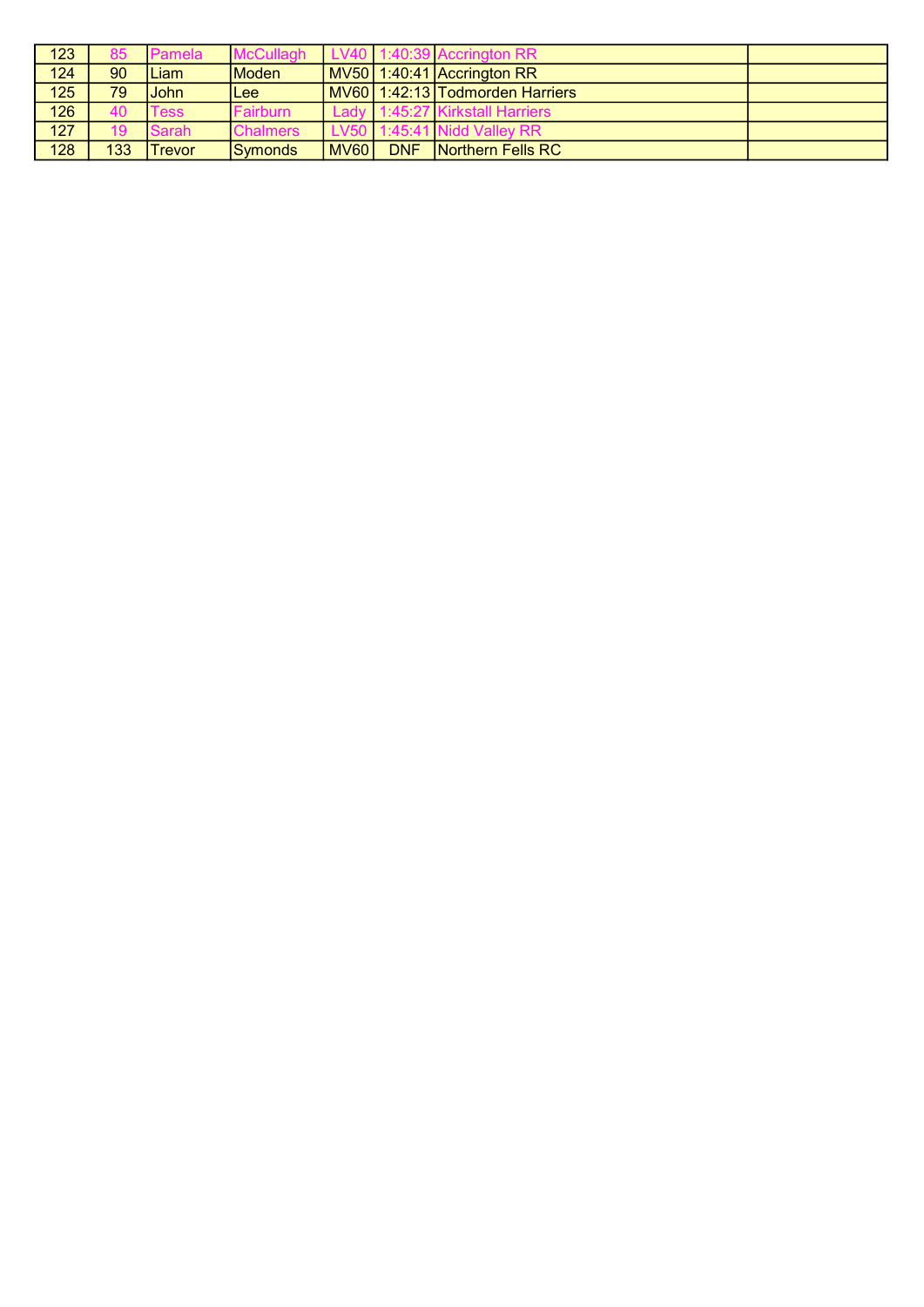| | | | | | | | |
|---|---|---|---|---|---|---|---|
| 123 | 85 | Pamela | McCullagh | LV40 | 1:40:39 | Accrington RR | |
| 124 | 90 | Liam | Moden | MV50 | 1:40:41 | Accrington RR | |
| 125 | 79 | John | Lee | MV60 | 1:42:13 | Todmorden Harriers | |
| 126 | 40 | Tess | Fairburn | Lady | 1:45:27 | Kirkstall Harriers | |
| 127 | 19 | Sarah | Chalmers | LV50 | 1:45:41 | Nidd Valley RR | |
| 128 | 133 | Trevor | Symonds | MV60 | DNF | Northern Fells RC | |